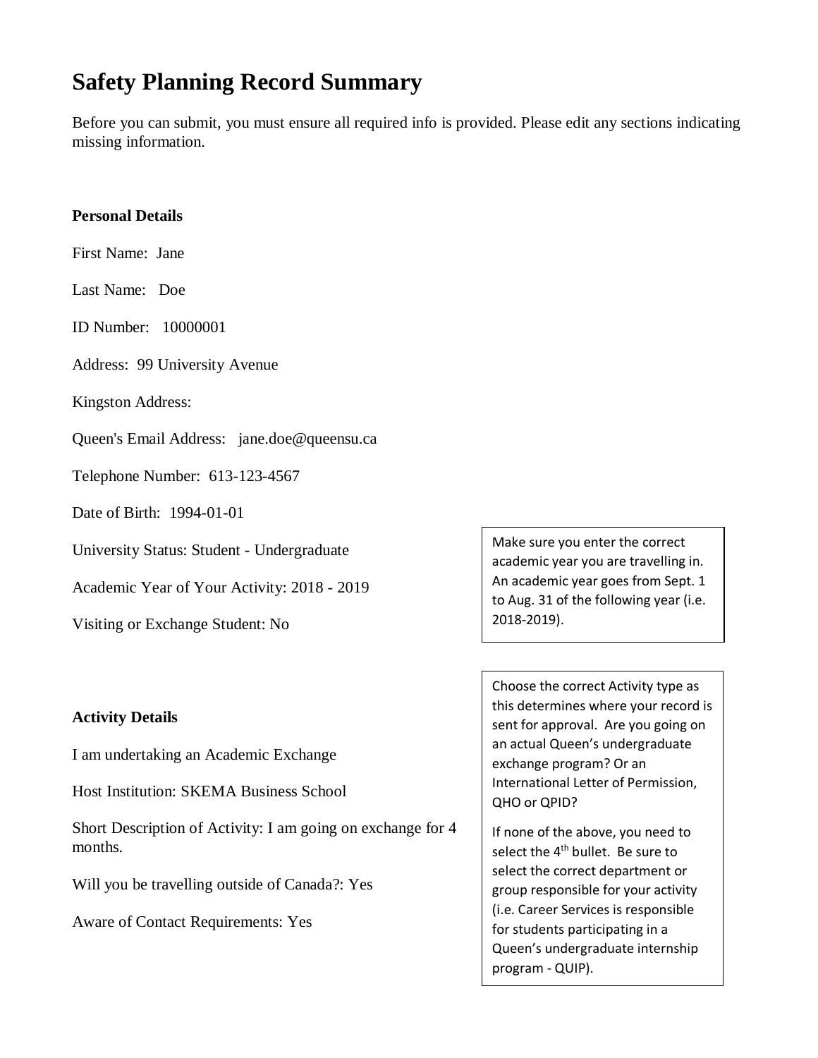# Safety Planning Record Summary

Before you can submit, you must ensure all required info is provided. Please edit any sections indicating missing information.

**Personal Details**

First Name: Jane

Last Name: Doe

ID Number: 10000001

Address: 99 University Avenue

Kingston Address:

Queen's Email Address: jane.doe@queensu.ca

Telephone Number: 613-123-4567

Date of Birth: 1994-01-01

University Status: Student - Undergraduate

Academic Year of Your Activity: 2018 - 2019

Visiting or Exchange Student: No

> Make sure you enter the correct academic year you are travelling in. An academic year goes from Sept. 1 to Aug. 31 of the following year (i.e. 2018-2019).

**Activity Details**

I am undertaking an Academic Exchange

Host Institution: SKEMA Business School

Short Description of Activity: I am going on exchange for 4 months.

Will you be travelling outside of Canada?: Yes

Aware of Contact Requirements: Yes

> Choose the correct Activity type as this determines where your record is sent for approval. Are you going on an actual Queen's undergraduate exchange program? Or an International Letter of Permission, QHO or QPID?
>
> If none of the above, you need to select the 4th bullet. Be sure to select the correct department or group responsible for your activity (i.e. Career Services is responsible for students participating in a Queen's undergraduate internship program - QUIP).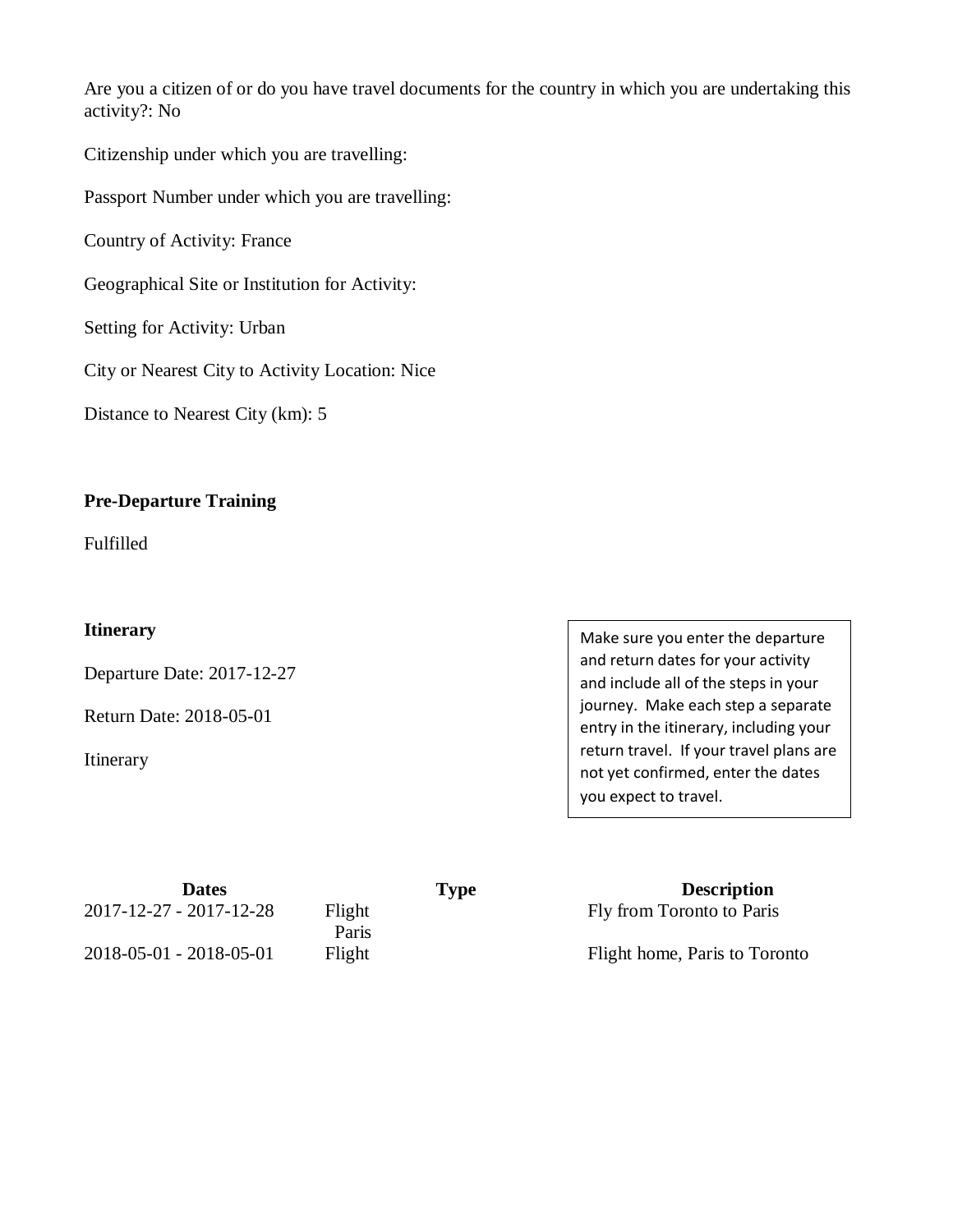Are you a citizen of or do you have travel documents for the country in which you are undertaking this activity?: No

Citizenship under which you are travelling:

Passport Number under which you are travelling:

Country of Activity: France

Geographical Site or Institution for Activity:

Setting for Activity: Urban

City or Nearest City to Activity Location: Nice

Distance to Nearest City (km): 5

**Pre-Departure Training**

Fulfilled

**Itinerary**

Departure Date: 2017-12-27

Return Date: 2018-05-01

Itinerary

Make sure you enter the departure and return dates for your activity and include all of the steps in your journey. Make each step a separate entry in the itinerary, including your return travel. If your travel plans are not yet confirmed, enter the dates you expect to travel.

| Dates | Type | Description |
|---|---|---|
| 2017-12-27 - 2017-12-28 | Flight Paris | Fly from Toronto to Paris |
| 2018-05-01 - 2018-05-01 | Flight | Flight home, Paris to Toronto |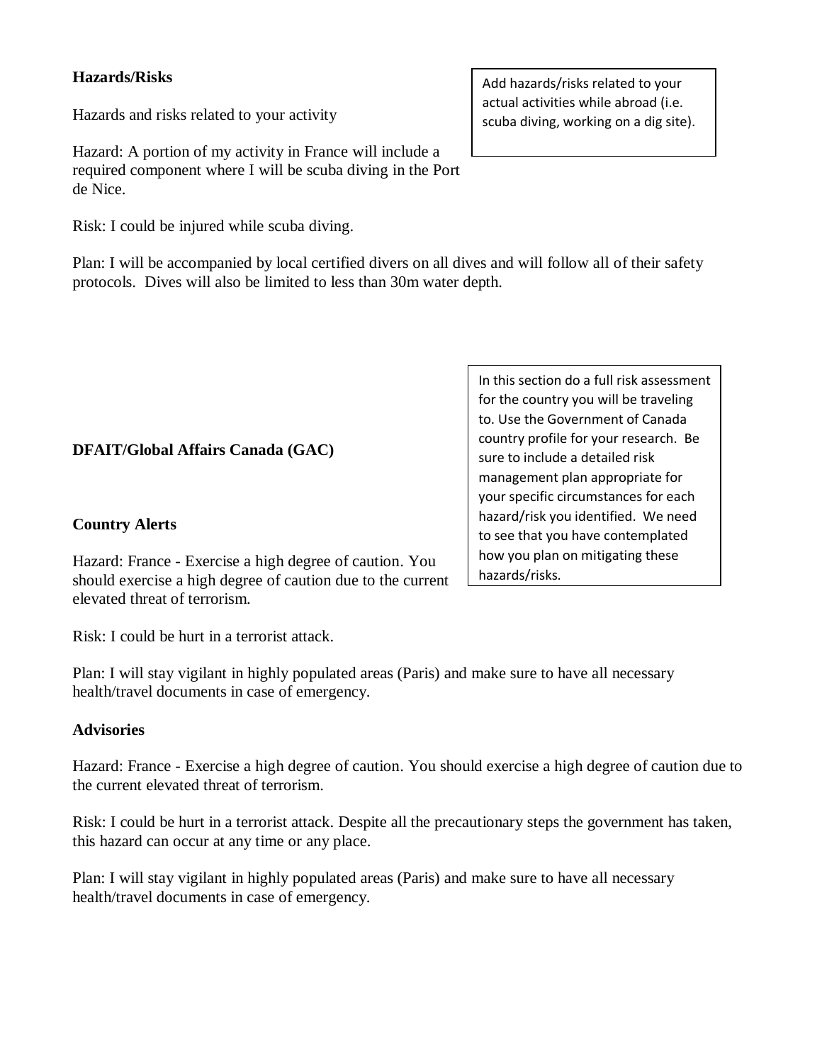**Hazards/Risks**

Add hazards/risks related to your actual activities while abroad (i.e. scuba diving, working on a dig site).

Hazards and risks related to your activity

Hazard: A portion of my activity in France will include a required component where I will be scuba diving in the Port de Nice.

Risk: I could be injured while scuba diving.

Plan: I will be accompanied by local certified divers on all dives and will follow all of their safety protocols. Dives will also be limited to less than 30m water depth.

In this section do a full risk assessment for the country you will be traveling to. Use the Government of Canada country profile for your research. Be sure to include a detailed risk management plan appropriate for your specific circumstances for each hazard/risk you identified. We need to see that you have contemplated how you plan on mitigating these hazards/risks.

**DFAIT/Global Affairs Canada (GAC)**

**Country Alerts**

Hazard: France - Exercise a high degree of caution. You should exercise a high degree of caution due to the current elevated threat of terrorism.

Risk: I could be hurt in a terrorist attack.

Plan: I will stay vigilant in highly populated areas (Paris) and make sure to have all necessary health/travel documents in case of emergency.

**Advisories**

Hazard: France - Exercise a high degree of caution. You should exercise a high degree of caution due to the current elevated threat of terrorism.

Risk: I could be hurt in a terrorist attack. Despite all the precautionary steps the government has taken, this hazard can occur at any time or any place.

Plan: I will stay vigilant in highly populated areas (Paris) and make sure to have all necessary health/travel documents in case of emergency.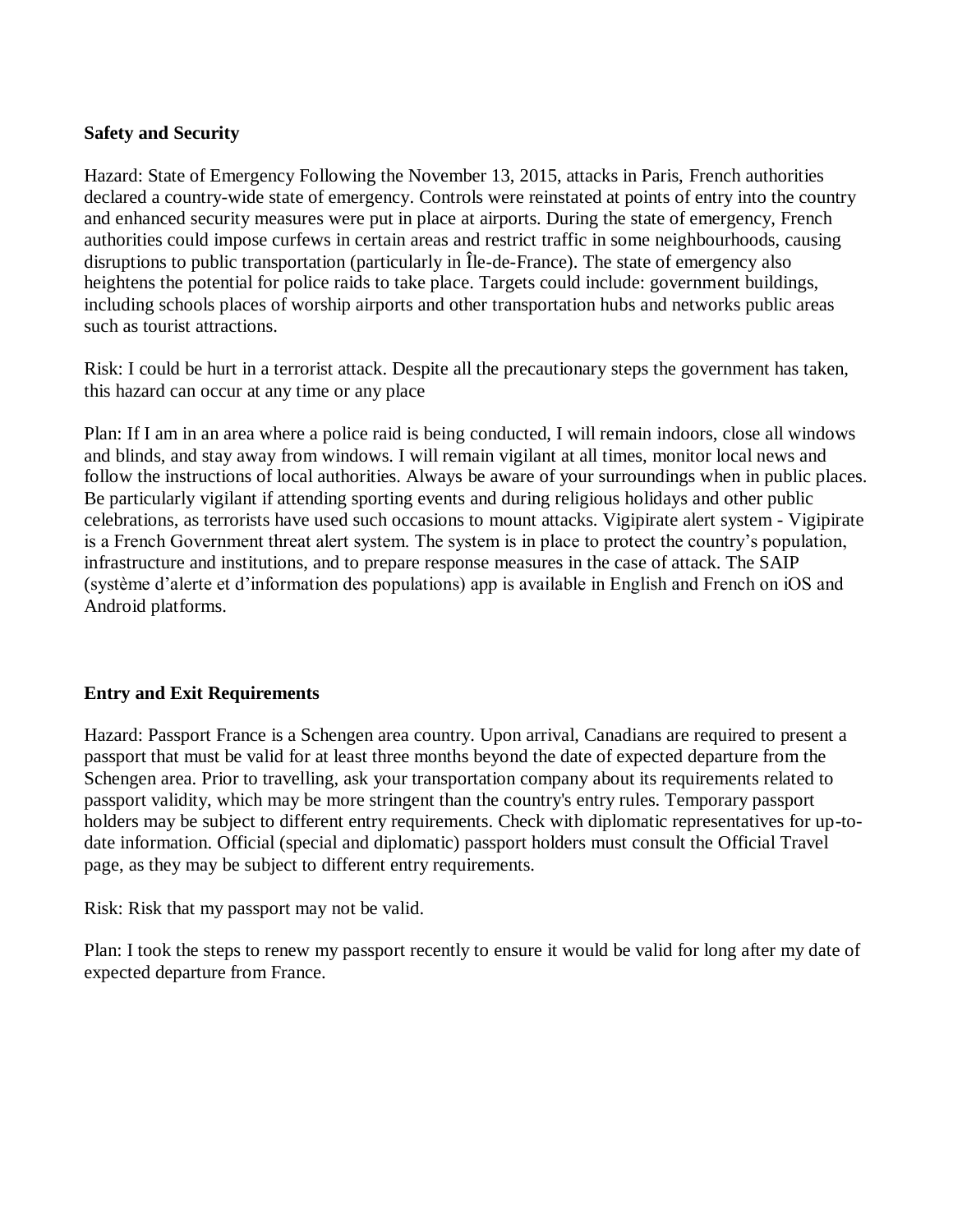**Safety and Security**

Hazard: State of Emergency Following the November 13, 2015, attacks in Paris, French authorities declared a country-wide state of emergency. Controls were reinstated at points of entry into the country and enhanced security measures were put in place at airports. During the state of emergency, French authorities could impose curfews in certain areas and restrict traffic in some neighbourhoods, causing disruptions to public transportation (particularly in Île-de-France). The state of emergency also heightens the potential for police raids to take place. Targets could include: government buildings, including schools places of worship airports and other transportation hubs and networks public areas such as tourist attractions.

Risk: I could be hurt in a terrorist attack. Despite all the precautionary steps the government has taken, this hazard can occur at any time or any place

Plan: If I am in an area where a police raid is being conducted, I will remain indoors, close all windows and blinds, and stay away from windows. I will remain vigilant at all times, monitor local news and follow the instructions of local authorities. Always be aware of your surroundings when in public places. Be particularly vigilant if attending sporting events and during religious holidays and other public celebrations, as terrorists have used such occasions to mount attacks. Vigipirate alert system - Vigipirate is a French Government threat alert system. The system is in place to protect the country's population, infrastructure and institutions, and to prepare response measures in the case of attack. The SAIP (système d'alerte et d'information des populations) app is available in English and French on iOS and Android platforms.

**Entry and Exit Requirements**

Hazard: Passport France is a Schengen area country. Upon arrival, Canadians are required to present a passport that must be valid for at least three months beyond the date of expected departure from the Schengen area. Prior to travelling, ask your transportation company about its requirements related to passport validity, which may be more stringent than the country's entry rules. Temporary passport holders may be subject to different entry requirements. Check with diplomatic representatives for up-to-date information. Official (special and diplomatic) passport holders must consult the Official Travel page, as they may be subject to different entry requirements.

Risk: Risk that my passport may not be valid.

Plan: I took the steps to renew my passport recently to ensure it would be valid for long after my date of expected departure from France.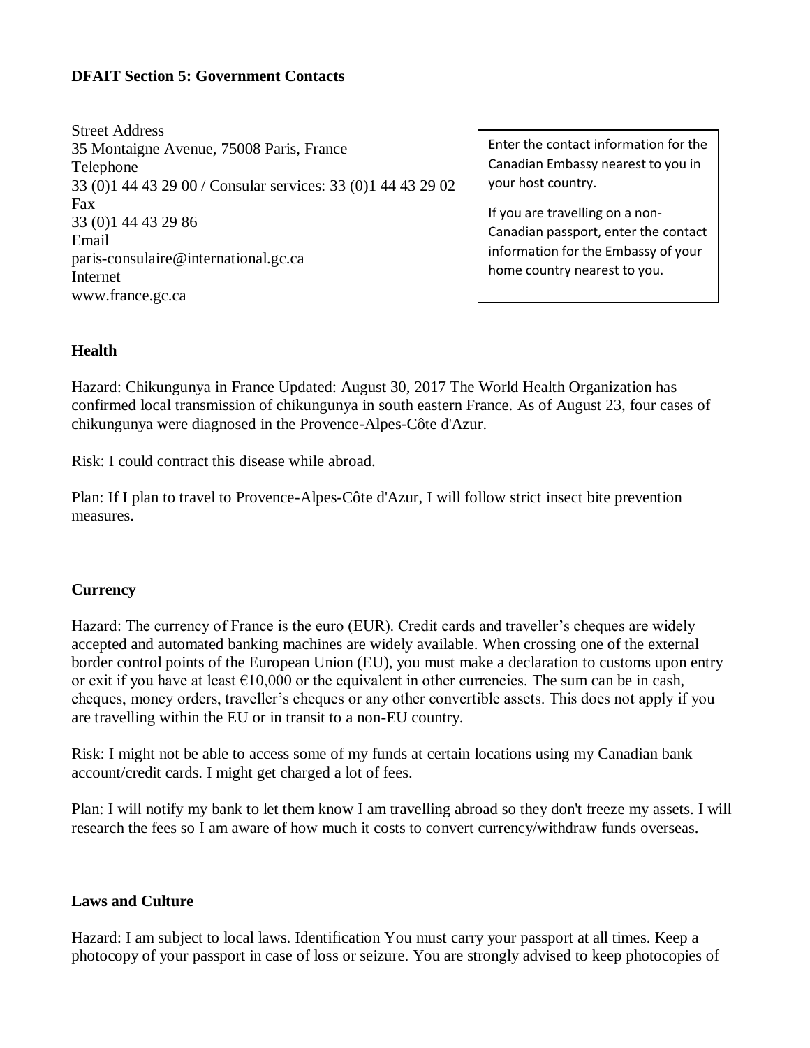**DFAIT Section 5: Government Contacts**

Street Address
35 Montaigne Avenue, 75008 Paris, France
Telephone
33 (0)1 44 43 29 00 / Consular services: 33 (0)1 44 43 29 02
Fax
33 (0)1 44 43 29 86
Email
paris-consulaire@international.gc.ca
Internet
www.france.gc.ca

Enter the contact information for the Canadian Embassy nearest to you in your host country.

If you are travelling on a non-Canadian passport, enter the contact information for the Embassy of your home country nearest to you.

**Health**

Hazard: Chikungunya in France Updated: August 30, 2017 The World Health Organization has confirmed local transmission of chikungunya in south eastern France. As of August 23, four cases of chikungunya were diagnosed in the Provence-Alpes-Côte d'Azur.

Risk: I could contract this disease while abroad.

Plan: If I plan to travel to Provence-Alpes-Côte d'Azur, I will follow strict insect bite prevention measures.

**Currency**

Hazard: The currency of France is the euro (EUR). Credit cards and traveller's cheques are widely accepted and automated banking machines are widely available. When crossing one of the external border control points of the European Union (EU), you must make a declaration to customs upon entry or exit if you have at least €10,000 or the equivalent in other currencies. The sum can be in cash, cheques, money orders, traveller's cheques or any other convertible assets. This does not apply if you are travelling within the EU or in transit to a non-EU country.

Risk: I might not be able to access some of my funds at certain locations using my Canadian bank account/credit cards. I might get charged a lot of fees.

Plan: I will notify my bank to let them know I am travelling abroad so they don't freeze my assets. I will research the fees so I am aware of how much it costs to convert currency/withdraw funds overseas.

**Laws and Culture**

Hazard: I am subject to local laws. Identification You must carry your passport at all times. Keep a photocopy of your passport in case of loss or seizure. You are strongly advised to keep photocopies of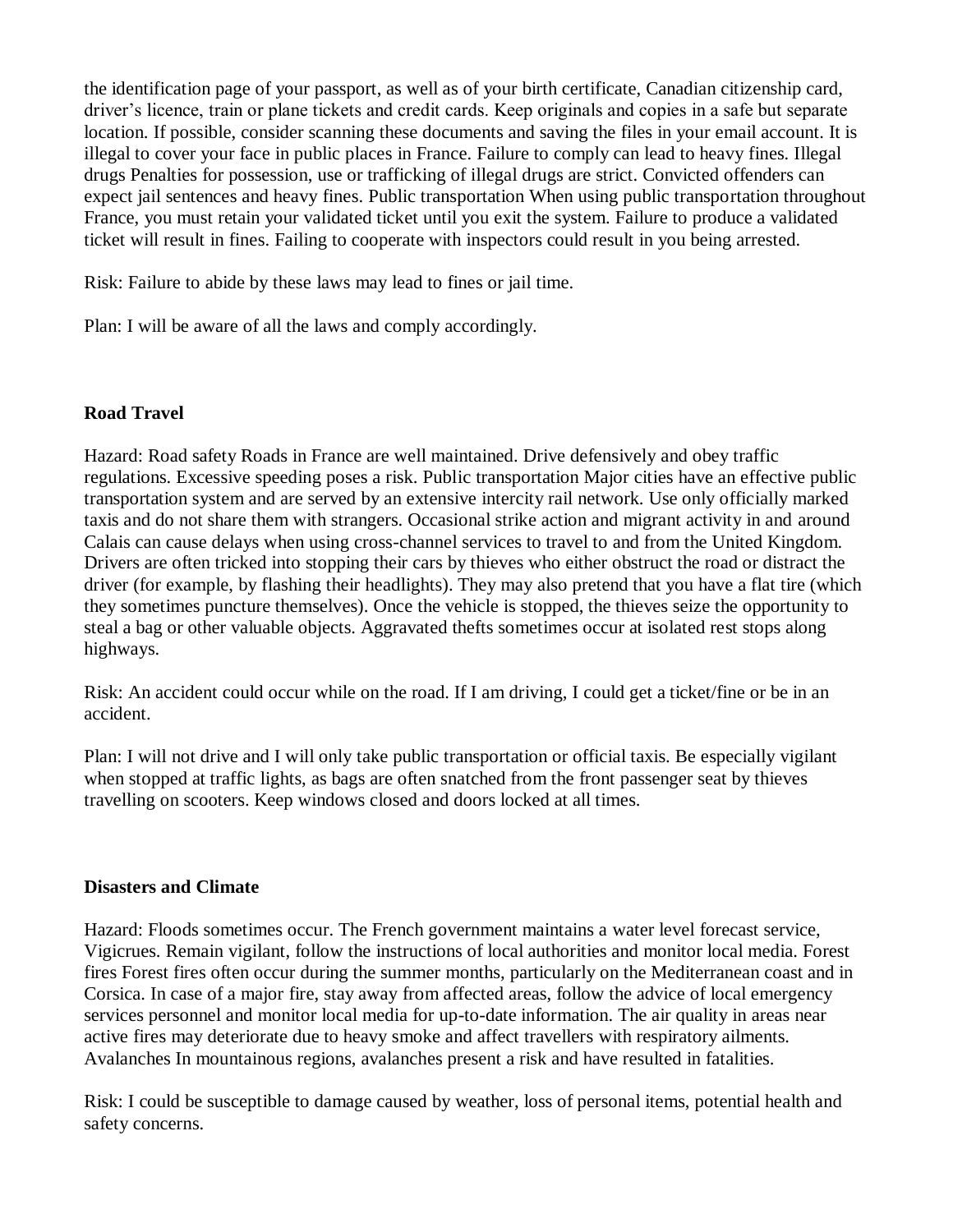the identification page of your passport, as well as of your birth certificate, Canadian citizenship card, driver's licence, train or plane tickets and credit cards. Keep originals and copies in a safe but separate location. If possible, consider scanning these documents and saving the files in your email account. It is illegal to cover your face in public places in France. Failure to comply can lead to heavy fines. Illegal drugs Penalties for possession, use or trafficking of illegal drugs are strict. Convicted offenders can expect jail sentences and heavy fines. Public transportation When using public transportation throughout France, you must retain your validated ticket until you exit the system. Failure to produce a validated ticket will result in fines. Failing to cooperate with inspectors could result in you being arrested.

Risk: Failure to abide by these laws may lead to fines or jail time.

Plan: I will be aware of all the laws and comply accordingly.

**Road Travel**

Hazard: Road safety Roads in France are well maintained. Drive defensively and obey traffic regulations. Excessive speeding poses a risk. Public transportation Major cities have an effective public transportation system and are served by an extensive intercity rail network. Use only officially marked taxis and do not share them with strangers. Occasional strike action and migrant activity in and around Calais can cause delays when using cross-channel services to travel to and from the United Kingdom. Drivers are often tricked into stopping their cars by thieves who either obstruct the road or distract the driver (for example, by flashing their headlights). They may also pretend that you have a flat tire (which they sometimes puncture themselves). Once the vehicle is stopped, the thieves seize the opportunity to steal a bag or other valuable objects. Aggravated thefts sometimes occur at isolated rest stops along highways.

Risk: An accident could occur while on the road. If I am driving, I could get a ticket/fine or be in an accident.

Plan: I will not drive and I will only take public transportation or official taxis. Be especially vigilant when stopped at traffic lights, as bags are often snatched from the front passenger seat by thieves travelling on scooters. Keep windows closed and doors locked at all times.

**Disasters and Climate**

Hazard: Floods sometimes occur. The French government maintains a water level forecast service, Vigicrues. Remain vigilant, follow the instructions of local authorities and monitor local media. Forest fires Forest fires often occur during the summer months, particularly on the Mediterranean coast and in Corsica. In case of a major fire, stay away from affected areas, follow the advice of local emergency services personnel and monitor local media for up-to-date information. The air quality in areas near active fires may deteriorate due to heavy smoke and affect travellers with respiratory ailments. Avalanches In mountainous regions, avalanches present a risk and have resulted in fatalities.

Risk: I could be susceptible to damage caused by weather, loss of personal items, potential health and safety concerns.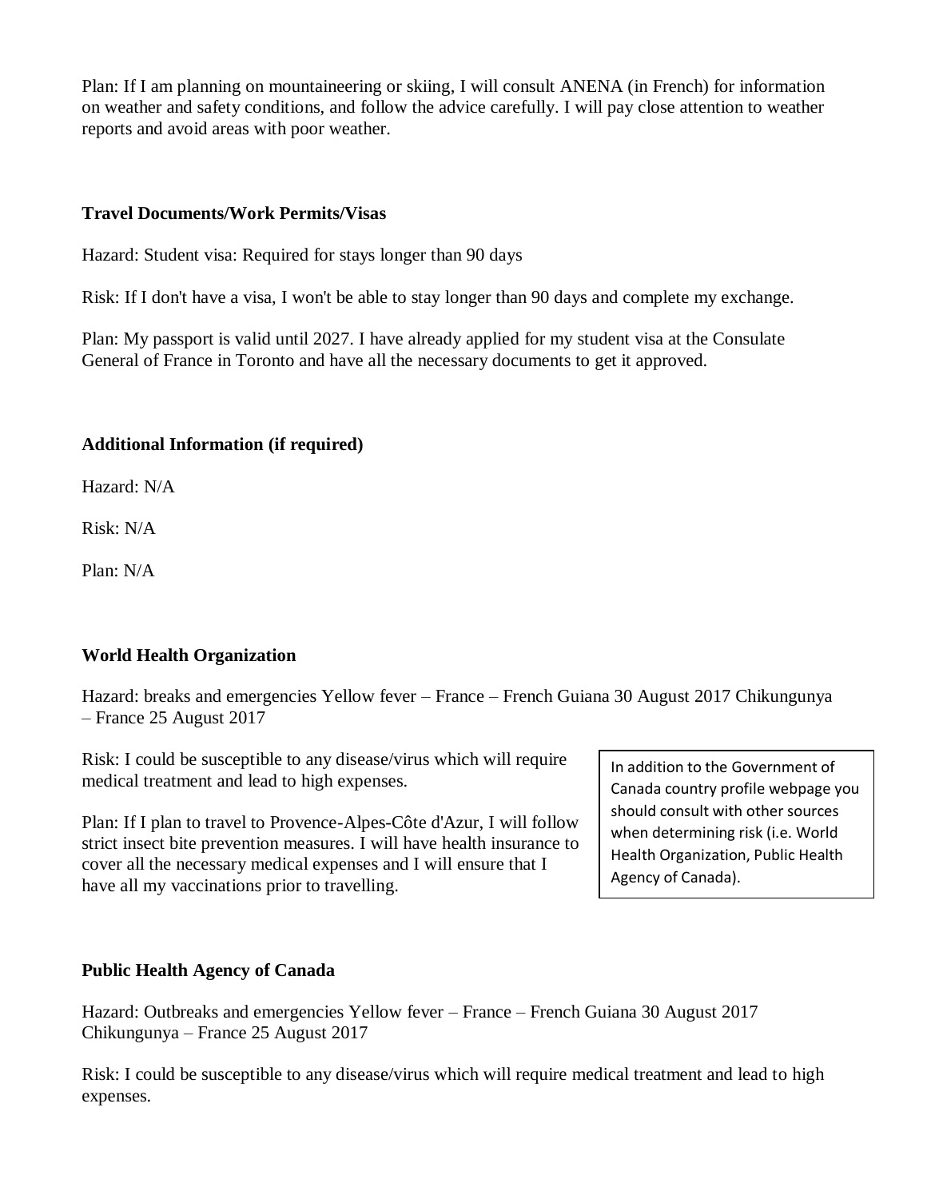Plan: If I am planning on mountaineering or skiing, I will consult ANENA (in French) for information on weather and safety conditions, and follow the advice carefully. I will pay close attention to weather reports and avoid areas with poor weather.

**Travel Documents/Work Permits/Visas**

Hazard: Student visa: Required for stays longer than 90 days

Risk: If I don't have a visa, I won't be able to stay longer than 90 days and complete my exchange.

Plan: My passport is valid until 2027. I have already applied for my student visa at the Consulate General of France in Toronto and have all the necessary documents to get it approved.

**Additional Information (if required)**

Hazard: N/A

Risk: N/A

Plan: N/A

**World Health Organization**

Hazard: breaks and emergencies Yellow fever – France – French Guiana 30 August 2017 Chikungunya – France 25 August 2017

Risk: I could be susceptible to any disease/virus which will require medical treatment and lead to high expenses.

Plan: If I plan to travel to Provence-Alpes-Côte d'Azur, I will follow strict insect bite prevention measures. I will have health insurance to cover all the necessary medical expenses and I will ensure that I have all my vaccinations prior to travelling.

In addition to the Government of Canada country profile webpage you should consult with other sources when determining risk (i.e. World Health Organization, Public Health Agency of Canada).

**Public Health Agency of Canada**

Hazard: Outbreaks and emergencies Yellow fever – France – French Guiana 30 August 2017 Chikungunya – France 25 August 2017

Risk: I could be susceptible to any disease/virus which will require medical treatment and lead to high expenses.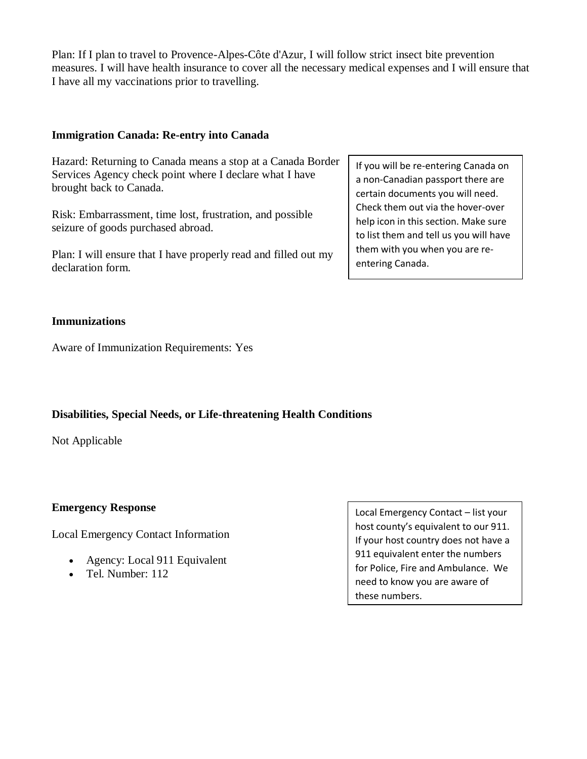Plan: If I plan to travel to Provence-Alpes-Côte d'Azur, I will follow strict insect bite prevention measures. I will have health insurance to cover all the necessary medical expenses and I will ensure that I have all my vaccinations prior to travelling.

### Immigration Canada: Re-entry into Canada

Hazard: Returning to Canada means a stop at a Canada Border Services Agency check point where I declare what I have brought back to Canada.

Risk: Embarrassment, time lost, frustration, and possible seizure of goods purchased abroad.

Plan: I will ensure that I have properly read and filled out my declaration form.

> If you will be re-entering Canada on a non-Canadian passport there are certain documents you will need. Check them out via the hover-over help icon in this section. Make sure to list them and tell us you will have them with you when you are re-entering Canada.

### Immunizations

Aware of Immunization Requirements: Yes

### Disabilities, Special Needs, or Life-threatening Health Conditions

Not Applicable

### Emergency Response

Local Emergency Contact Information

- Agency: Local 911 Equivalent
- Tel. Number: 112

> Local Emergency Contact – list your host county's equivalent to our 911. If your host country does not have a 911 equivalent enter the numbers for Police, Fire and Ambulance. We need to know you are aware of these numbers.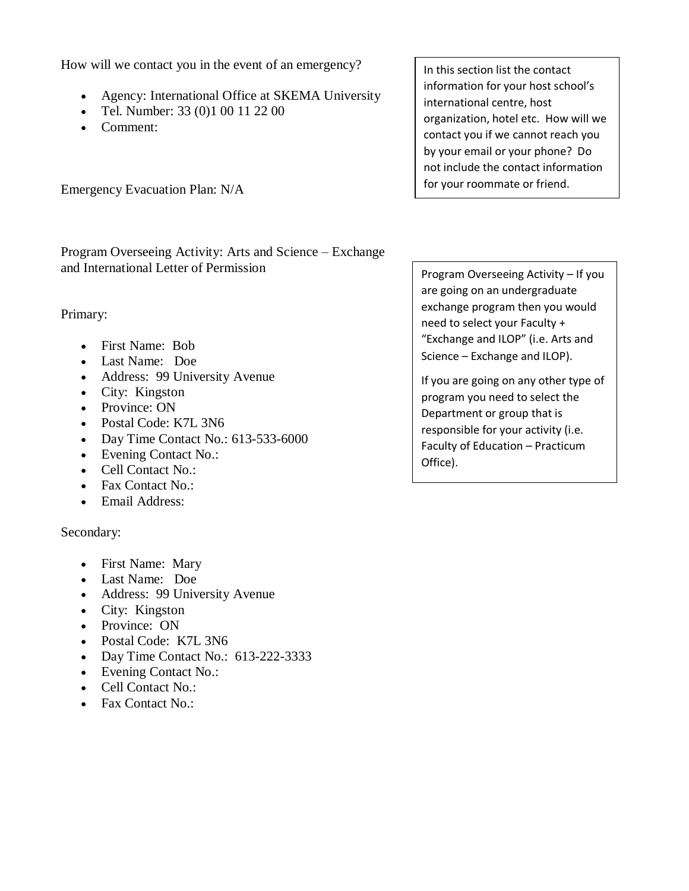How will we contact you in the event of an emergency?

- Agency: International Office at SKEMA University
- Tel. Number: 33 (0)1 00 11 22 00
- Comment:

> In this section list the contact information for your host school's international centre, host organization, hotel etc. How will we contact you if we cannot reach you by your email or your phone? Do not include the contact information for your roommate or friend.

Emergency Evacuation Plan: N/A

Program Overseeing Activity: Arts and Science – Exchange and International Letter of Permission

> Program Overseeing Activity – If you are going on an undergraduate exchange program then you would need to select your Faculty + "Exchange and ILOP" (i.e. Arts and Science – Exchange and ILOP).
>
> If you are going on any other type of program you need to select the Department or group that is responsible for your activity (i.e. Faculty of Education – Practicum Office).

Primary:

- First Name: Bob
- Last Name: Doe
- Address: 99 University Avenue
- City: Kingston
- Province: ON
- Postal Code: K7L 3N6
- Day Time Contact No.: 613-533-6000
- Evening Contact No.:
- Cell Contact No.:
- Fax Contact No.:
- Email Address:

Secondary:

- First Name: Mary
- Last Name: Doe
- Address: 99 University Avenue
- City: Kingston
- Province: ON
- Postal Code: K7L 3N6
- Day Time Contact No.: 613-222-3333
- Evening Contact No.:
- Cell Contact No.:
- Fax Contact No.: